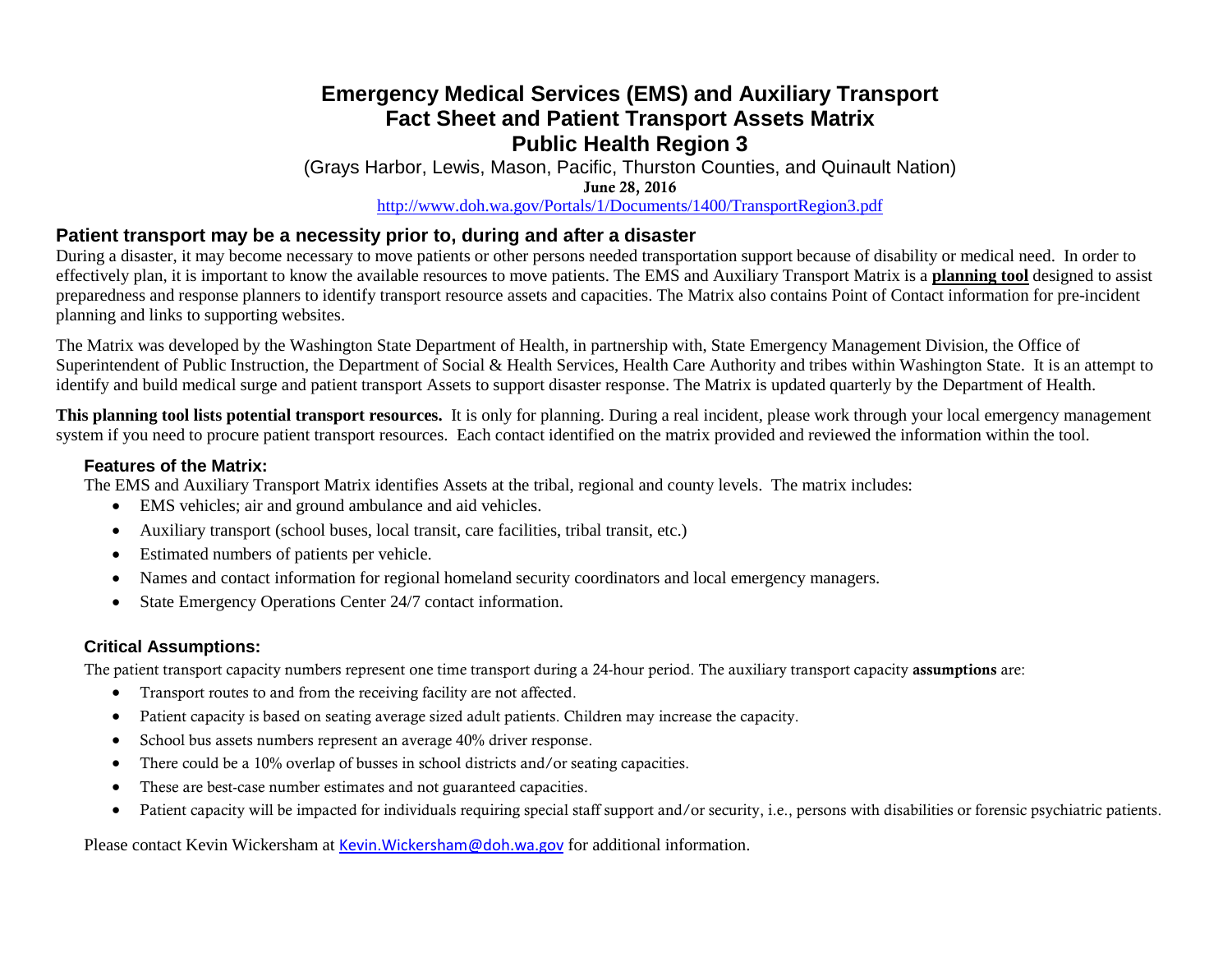# Emergency Medical Services (EMS) and Auxiliary Transport
# Fact Sheet and Patient Transport Assets Matrix
# Public Health Region 3

(Grays Harbor, Lewis, Mason, Pacific, Thurston Counties, and Quinault Nation)

**June 28, 2016**

http://www.doh.wa.gov/Portals/1/Documents/1400/TransportRegion3.pdf

## Patient transport may be a necessity prior to, during and after a disaster

During a disaster, it may become necessary to move patients or other persons needed transportation support because of disability or medical need. In order to effectively plan, it is important to know the available resources to move patients. The EMS and Auxiliary Transport Matrix is a **planning tool** designed to assist preparedness and response planners to identify transport resource assets and capacities. The Matrix also contains Point of Contact information for pre-incident planning and links to supporting websites.

The Matrix was developed by the Washington State Department of Health, in partnership with, State Emergency Management Division, the Office of Superintendent of Public Instruction, the Department of Social & Health Services, Health Care Authority and tribes within Washington State. It is an attempt to identify and build medical surge and patient transport Assets to support disaster response. The Matrix is updated quarterly by the Department of Health.

**This planning tool lists potential transport resources.** It is only for planning. During a real incident, please work through your local emergency management system if you need to procure patient transport resources. Each contact identified on the matrix provided and reviewed the information within the tool.

### Features of the Matrix:

The EMS and Auxiliary Transport Matrix identifies Assets at the tribal, regional and county levels. The matrix includes:

- EMS vehicles; air and ground ambulance and aid vehicles.
- Auxiliary transport (school buses, local transit, care facilities, tribal transit, etc.)
- Estimated numbers of patients per vehicle.
- Names and contact information for regional homeland security coordinators and local emergency managers.
- State Emergency Operations Center 24/7 contact information.

### Critical Assumptions:

The patient transport capacity numbers represent one time transport during a 24-hour period. The auxiliary transport capacity **assumptions** are:

- Transport routes to and from the receiving facility are not affected.
- Patient capacity is based on seating average sized adult patients. Children may increase the capacity.
- School bus assets numbers represent an average 40% driver response.
- There could be a 10% overlap of busses in school districts and/or seating capacities.
- These are best-case number estimates and not guaranteed capacities.
- Patient capacity will be impacted for individuals requiring special staff support and/or security, i.e., persons with disabilities or forensic psychiatric patients.

Please contact Kevin Wickersham at Kevin.Wickersham@doh.wa.gov for additional information.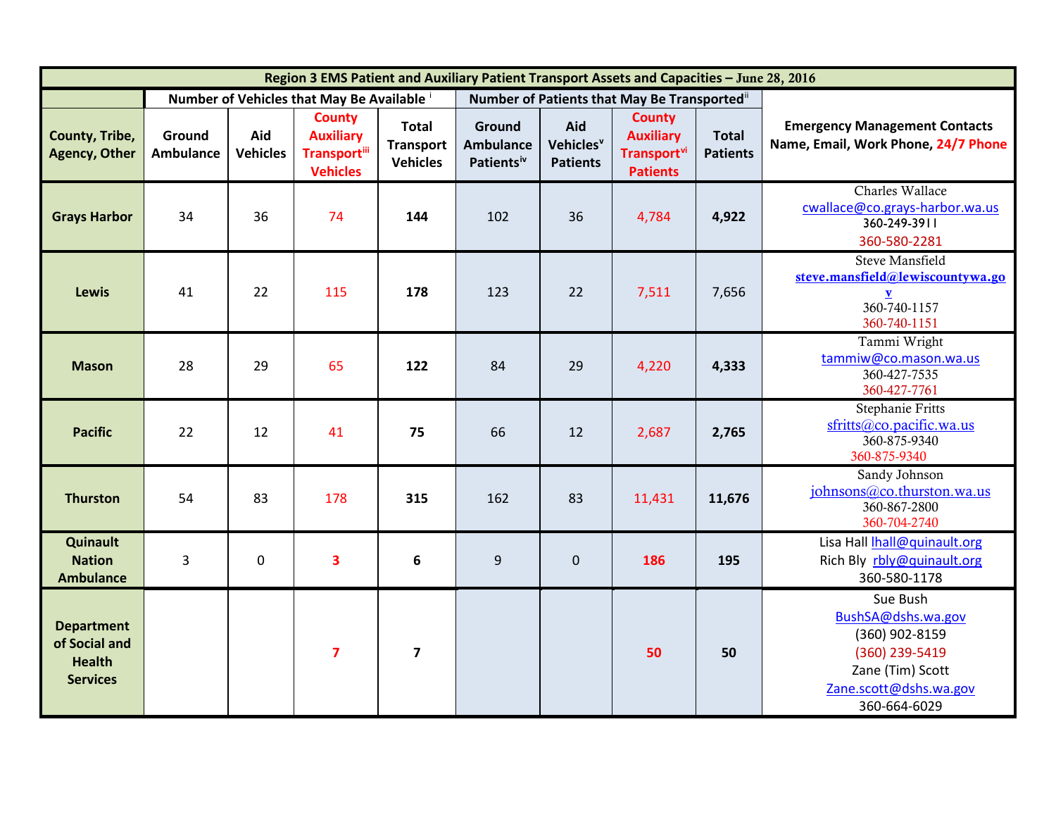| Region 3 EMS Patient and Auxiliary Patient Transport Assets and Capacities – June 28, 2016 | | | | | | | | | |
|---|---|---|---|---|---|---|---|---|---|
| | Number of Vehicles that May Be Available [i] | | | | Number of Patients that May Be Transported[ii] | | | | Emergency Management Contacts Name, Email, Work Phone, 24/7 Phone |
| County, Tribe, Agency, Other | Ground Ambulance | Aid Vehicles | County Auxiliary Transport[iii] Vehicles | Total Transport Vehicles | Ground Ambulance Patients[iv] | Aid Vehicles[v] Patients | County Auxiliary Transport[vi] Patients | Total Patients | |
| **Grays Harbor** | 34 | 36 | 74 | **144** | 102 | 36 | 4,784 | **4,922** | Charles Wallace cwallace@co.grays-harbor.wa.us 360-249-3911 360-580-2281 |
| **Lewis** | 41 | 22 | 115 | **178** | 123 | 22 | 7,511 | 7,656 | Steve Mansfield **steve.mansfield@lewiscountywa.gov** 360-740-1157 360-740-1151 |
| **Mason** | 28 | 29 | 65 | **122** | 84 | 29 | 4,220 | **4,333** | Tammi Wright tammiw@co.mason.wa.us 360-427-7535 360-427-7761 |
| **Pacific** | 22 | 12 | 41 | **75** | 66 | 12 | 2,687 | **2,765** | Stephanie Fritts sfritts@co.pacific.wa.us 360-875-9340 360-875-9340 |
| **Thurston** | 54 | 83 | 178 | **315** | 162 | 83 | 11,431 | **11,676** | Sandy Johnson johnsons@co.thurston.wa.us 360-867-2800 360-704-2740 |
| **Quinault Nation Ambulance** | 3 | 0 | **3** | **6** | 9 | 0 | **186** | **195** | Lisa Hall lhall@quinault.org Rich Bly rbly@quinault.org 360-580-1178 |
| **Department of Social and Health Services** | | | **7** | **7** | | | **50** | **50** | Sue Bush BushSA@dshs.wa.gov (360) 902-8159 (360) 239-5419 Zane (Tim) Scott Zane.scott@dshs.wa.gov 360-664-6029 |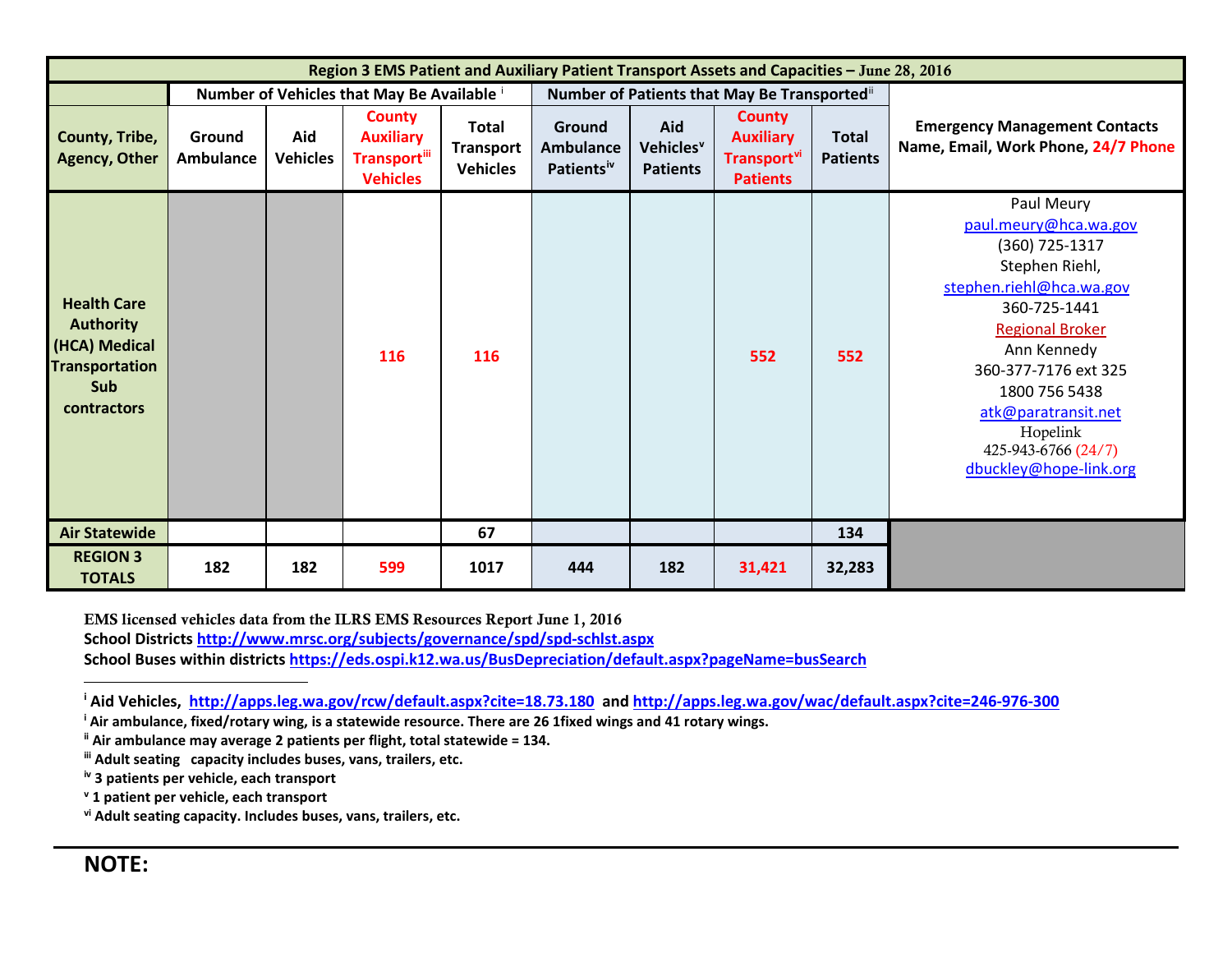| Region 3 EMS Patient and Auxiliary Patient Transport Assets and Capacities – June 28, 2016 | | | | | | | | | |
|---|---|---|---|---|---|---|---|---|---|
| | Number of Vehicles that May Be Available [i] | | | | Number of Patients that May Be Transported[ii] | | | | |
| County, Tribe, Agency, Other | Ground Ambulance | Aid Vehicles | County Auxiliary Transport[iii] Vehicles | Total Transport Vehicles | Ground Ambulance Patients[iv] | Aid Vehicles[v] Patients | County Auxiliary Transport[vi] Patients | Total Patients | Emergency Management Contacts Name, Email, Work Phone, 24/7 Phone |
| Health Care Authority (HCA) Medical Transportation Sub contractors | | | 116 | 116 | | | 552 | 552 | Paul Meury paul.meury@hca.wa.gov (360) 725-1317 Stephen Riehl, stephen.riehl@hca.wa.gov 360-725-1441 Regional Broker Ann Kennedy 360-377-7176 ext 325 1800 756 5438 atk@paratransit.net Hopelink 425-943-6766 (24/7) dbuckley@hope-link.org |
| Air Statewide | | | | 67 | | | | 134 | |
| REGION 3 TOTALS | 182 | 182 | 599 | 1017 | 444 | 182 | 31,421 | 32,283 | |

**EMS licensed vehicles data from the ILRS EMS Resources Report June 1, 2016**

**School Districts http://www.mrsc.org/subjects/governance/spd/spd-schlst.aspx**

**School Buses within districts https://eds.ospi.k12.wa.us/BusDepreciation/default.aspx?pageName=busSearch**

---

[i] **Aid Vehicles, http://apps.leg.wa.gov/rcw/default.aspx?cite=18.73.180 and http://apps.leg.wa.gov/wac/default.aspx?cite=246-976-300**

[i] **Air ambulance, fixed/rotary wing, is a statewide resource. There are 26 1fixed wings and 41 rotary wings.**

[ii] **Air ambulance may average 2 patients per flight, total statewide = 134.**

[iii] **Adult seating capacity includes buses, vans, trailers, etc.**

[iv] **3 patients per vehicle, each transport**

[v] **1 patient per vehicle, each transport**

[vi] **Adult seating capacity. Includes buses, vans, trailers, etc.**

---

**NOTE:**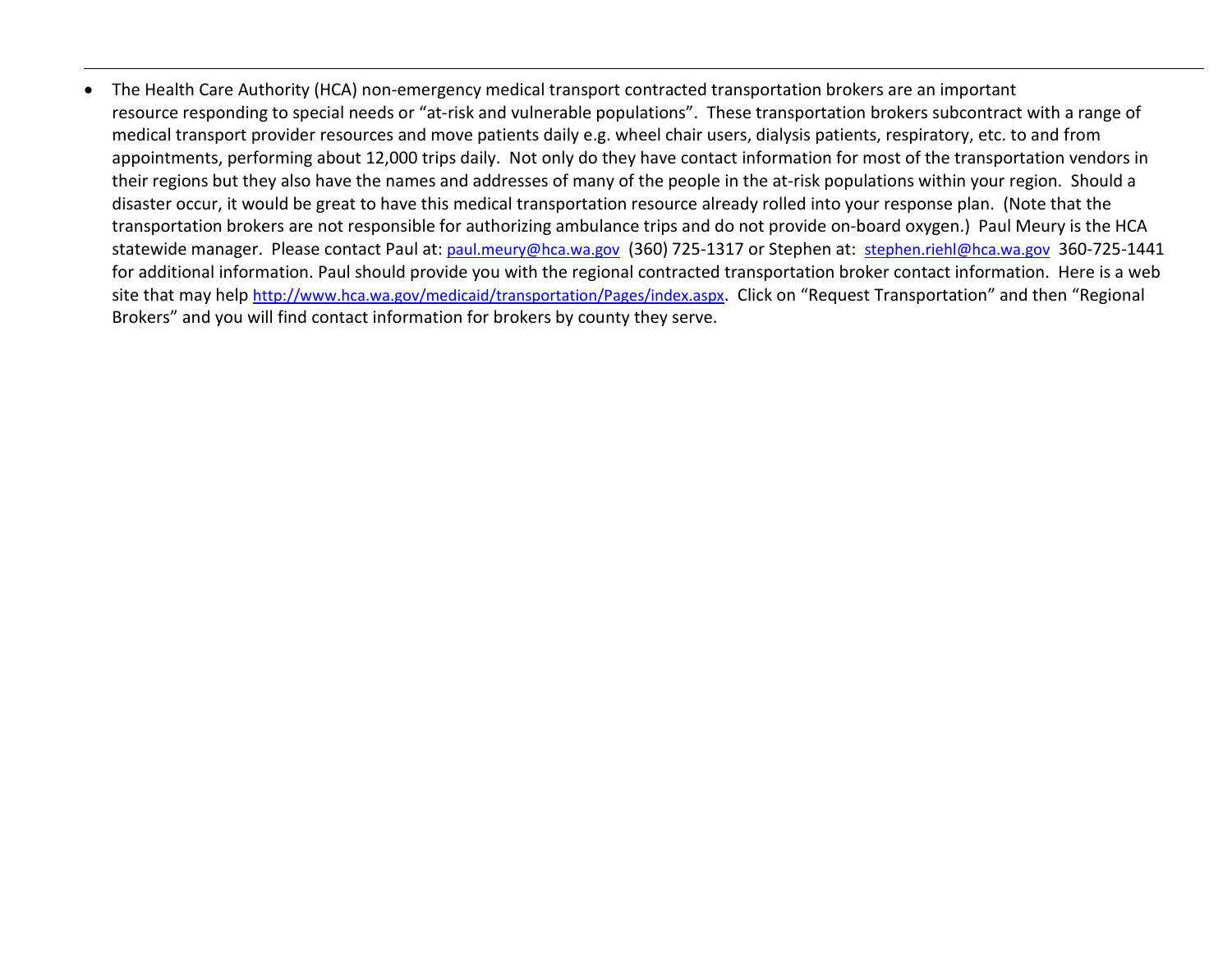- The Health Care Authority (HCA) non-emergency medical transport contracted transportation brokers are an important resource responding to special needs or “at-risk and vulnerable populations”. These transportation brokers subcontract with a range of medical transport provider resources and move patients daily e.g. wheel chair users, dialysis patients, respiratory, etc. to and from appointments, performing about 12,000 trips daily. Not only do they have contact information for most of the transportation vendors in their regions but they also have the names and addresses of many of the people in the at-risk populations within your region. Should a disaster occur, it would be great to have this medical transportation resource already rolled into your response plan. (Note that the transportation brokers are not responsible for authorizing ambulance trips and do not provide on-board oxygen.) Paul Meury is the HCA statewide manager. Please contact Paul at: paul.meury@hca.wa.gov (360) 725-1317 or Stephen at: stephen.riehl@hca.wa.gov 360-725-1441 for additional information. Paul should provide you with the regional contracted transportation broker contact information. Here is a web site that may help http://www.hca.wa.gov/medicaid/transportation/Pages/index.aspx. Click on “Request Transportation” and then “Regional Brokers” and you will find contact information for brokers by county they serve.